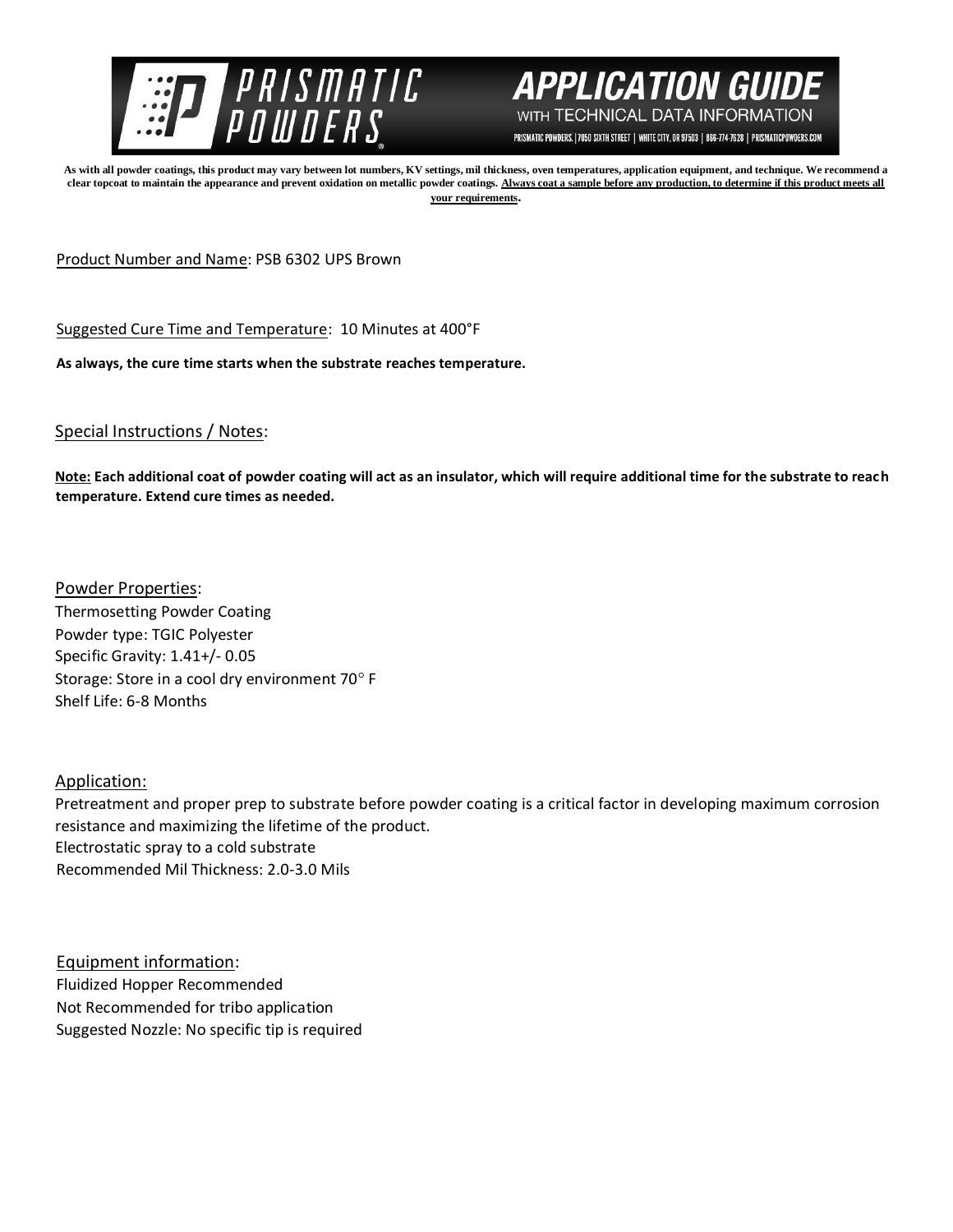# PRISMATIC POWDERS

## APPLICATION GUIDE
WITH TECHNICAL DATA INFORMATION

PRISMATIC POWDERS. | 7050 SIXTH STREET | WHITE CITY, OR 97503 | 866-774-7628 | PRISMATICPOWDERS.COM

**As with all powder coatings, this product may vary between lot numbers, KV settings, mil thickness, oven temperatures, application equipment, and technique. We recommend a clear topcoat to maintain the appearance and prevent oxidation on metallic powder coatings. Always coat a sample before any production, to determine if this product meets all your requirements.**

Product Number and Name: PSB 6302 UPS Brown

Suggested Cure Time and Temperature: 10 Minutes at 400°F

**As always, the cure time starts when the substrate reaches temperature.**

## Special Instructions / Notes:

**Note: Each additional coat of powder coating will act as an insulator, which will require additional time for the substrate to reach temperature. Extend cure times as needed.**

## Powder Properties:

Thermosetting Powder Coating
Powder type: TGIC Polyester
Specific Gravity: 1.41+/- 0.05
Storage: Store in a cool dry environment 70° F
Shelf Life: 6-8 Months

## Application:

Pretreatment and proper prep to substrate before powder coating is a critical factor in developing maximum corrosion resistance and maximizing the lifetime of the product.
Electrostatic spray to a cold substrate
Recommended Mil Thickness: 2.0-3.0 Mils

## Equipment information:

Fluidized Hopper Recommended
Not Recommended for tribo application
Suggested Nozzle: No specific tip is required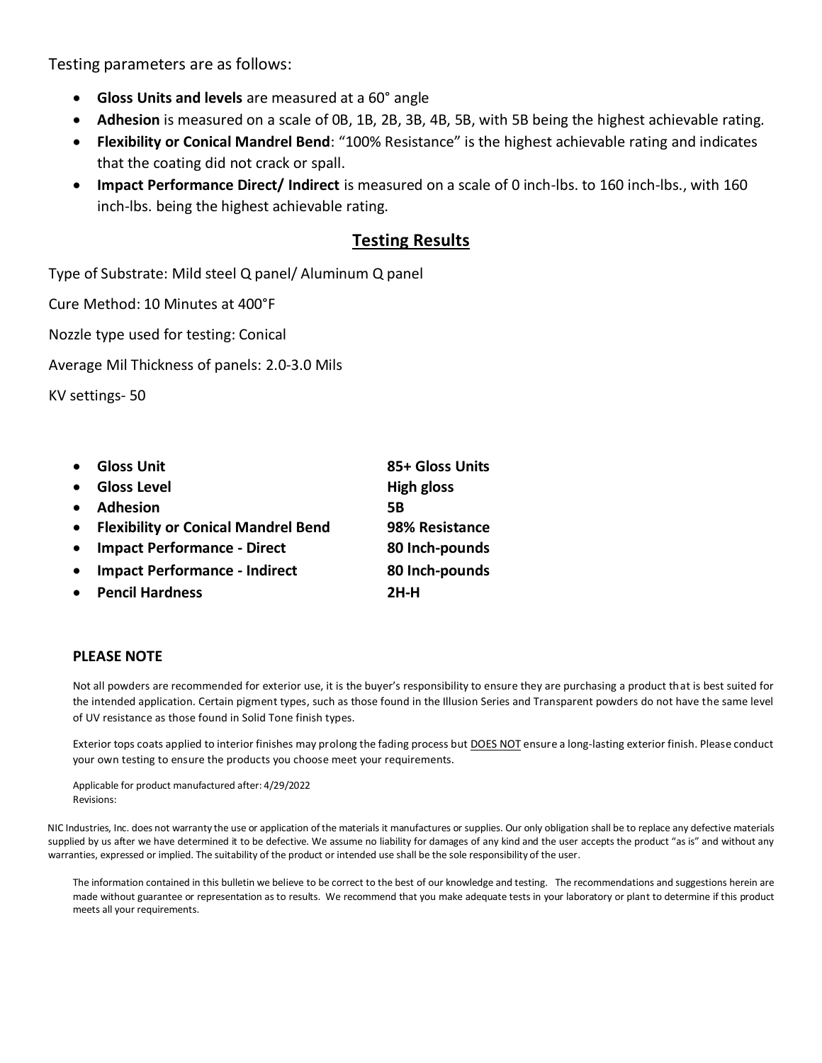Testing parameters are as follows:

- **Gloss Units and levels** are measured at a 60° angle
- **Adhesion** is measured on a scale of 0B, 1B, 2B, 3B, 4B, 5B, with 5B being the highest achievable rating.
- **Flexibility or Conical Mandrel Bend**: "100% Resistance" is the highest achievable rating and indicates that the coating did not crack or spall.
- **Impact Performance Direct/ Indirect** is measured on a scale of 0 inch-lbs. to 160 inch-lbs., with 160 inch-lbs. being the highest achievable rating.

## Testing Results

Type of Substrate: Mild steel Q panel/ Aluminum Q panel

Cure Method: 10 Minutes at 400°F

Nozzle type used for testing: Conical

Average Mil Thickness of panels: 2.0-3.0 Mils

KV settings- 50

| | |
|---|---|
| **Gloss Unit** | **85+ Gloss Units** |
| **Gloss Level** | **High gloss** |
| **Adhesion** | **5B** |
| **Flexibility or Conical Mandrel Bend** | **98% Resistance** |
| **Impact Performance - Direct** | **80 Inch-pounds** |
| **Impact Performance - Indirect** | **80 Inch-pounds** |
| **Pencil Hardness** | **2H-H** |

### PLEASE NOTE

Not all powders are recommended for exterior use, it is the buyer's responsibility to ensure they are purchasing a product that is best suited for the intended application. Certain pigment types, such as those found in the Illusion Series and Transparent powders do not have the same level of UV resistance as those found in Solid Tone finish types.

Exterior tops coats applied to interior finishes may prolong the fading process but DOES NOT ensure a long-lasting exterior finish. Please conduct your own testing to ensure the products you choose meet your requirements.

Applicable for product manufactured after: 4/29/2022
Revisions:

NIC Industries, Inc. does not warranty the use or application of the materials it manufactures or supplies. Our only obligation shall be to replace any defective materials supplied by us after we have determined it to be defective. We assume no liability for damages of any kind and the user accepts the product "as is" and without any warranties, expressed or implied. The suitability of the product or intended use shall be the sole responsibility of the user.

The information contained in this bulletin we believe to be correct to the best of our knowledge and testing. The recommendations and suggestions herein are made without guarantee or representation as to results. We recommend that you make adequate tests in your laboratory or plant to determine if this product meets all your requirements.